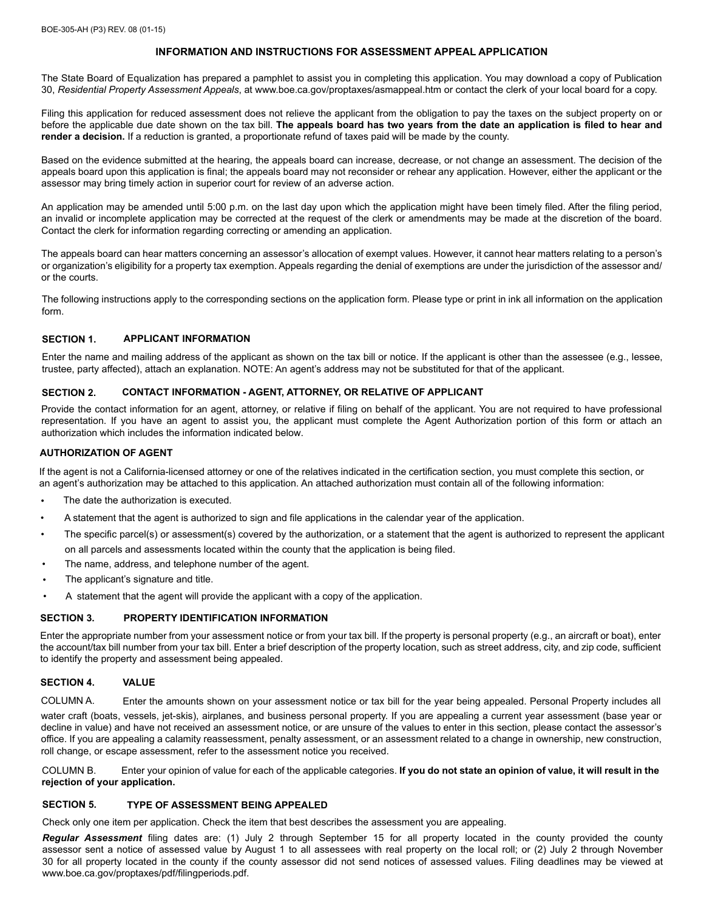BOE-305-AH (P3) REV. 08 (01-15)

# INFORMATION AND INSTRUCTIONS FOR ASSESSMENT APPEAL APPLICATION

The State Board of Equalization has prepared a pamphlet to assist you in completing this application. You may download a copy of Publication 30, *Residential Property Assessment Appeals*, at www.boe.ca.gov/proptaxes/asmappeal.htm or contact the clerk of your local board for a copy.

Filing this application for reduced assessment does not relieve the applicant from the obligation to pay the taxes on the subject property on or before the applicable due date shown on the tax bill. **The appeals board has two years from the date an application is filed to hear and render a decision.** If a reduction is granted, a proportionate refund of taxes paid will be made by the county.

Based on the evidence submitted at the hearing, the appeals board can increase, decrease, or not change an assessment. The decision of the appeals board upon this application is final; the appeals board may not reconsider or rehear any application. However, either the applicant or the assessor may bring timely action in superior court for review of an adverse action.

An application may be amended until 5:00 p.m. on the last day upon which the application might have been timely filed. After the filing period, an invalid or incomplete application may be corrected at the request of the clerk or amendments may be made at the discretion of the board. Contact the clerk for information regarding correcting or amending an application.

The appeals board can hear matters concerning an assessor's allocation of exempt values. However, it cannot hear matters relating to a person's or organization's eligibility for a property tax exemption. Appeals regarding the denial of exemptions are under the jurisdiction of the assessor and/or the courts.

The following instructions apply to the corresponding sections on the application form. Please type or print in ink all information on the application form.

## SECTION 1. APPLICANT INFORMATION

Enter the name and mailing address of the applicant as shown on the tax bill or notice. If the applicant is other than the assessee (e.g., lessee, trustee, party affected), attach an explanation. NOTE: An agent's address may not be substituted for that of the applicant.

## SECTION 2. CONTACT INFORMATION - AGENT, ATTORNEY, OR RELATIVE OF APPLICANT

Provide the contact information for an agent, attorney, or relative if filing on behalf of the applicant. You are not required to have professional representation. If you have an agent to assist you, the applicant must complete the Agent Authorization portion of this form or attach an authorization which includes the information indicated below.

### AUTHORIZATION OF AGENT

If the agent is not a California-licensed attorney or one of the relatives indicated in the certification section, you must complete this section, or an agent's authorization may be attached to this application. An attached authorization must contain all of the following information:

- The date the authorization is executed.
- A statement that the agent is authorized to sign and file applications in the calendar year of the application.
- The specific parcel(s) or assessment(s) covered by the authorization, or a statement that the agent is authorized to represent the applicant on all parcels and assessments located within the county that the application is being filed.
- The name, address, and telephone number of the agent.
- The applicant's signature and title.
- A statement that the agent will provide the applicant with a copy of the application.

## SECTION 3. PROPERTY IDENTIFICATION INFORMATION

Enter the appropriate number from your assessment notice or from your tax bill. If the property is personal property (e.g., an aircraft or boat), enter the account/tax bill number from your tax bill. Enter a brief description of the property location, such as street address, city, and zip code, sufficient to identify the property and assessment being appealed.

## SECTION 4. VALUE

COLUMN A. Enter the amounts shown on your assessment notice or tax bill for the year being appealed. Personal Property includes all water craft (boats, vessels, jet-skis), airplanes, and business personal property. If you are appealing a current year assessment (base year or decline in value) and have not received an assessment notice, or are unsure of the values to enter in this section, please contact the assessor's office. If you are appealing a calamity reassessment, penalty assessment, or an assessment related to a change in ownership, new construction, roll change, or escape assessment, refer to the assessment notice you received.

COLUMN B. Enter your opinion of value for each of the applicable categories. **If you do not state an opinion of value, it will result in the rejection of your application.**

## SECTION 5. TYPE OF ASSESSMENT BEING APPEALED

Check only one item per application. Check the item that best describes the assessment you are appealing.

***Regular Assessment*** filing dates are: (1) July 2 through September 15 for all property located in the county provided the county assessor sent a notice of assessed value by August 1 to all assessees with real property on the local roll; or (2) July 2 through November 30 for all property located in the county if the county assessor did not send notices of assessed values. Filing deadlines may be viewed at www.boe.ca.gov/proptaxes/pdf/filingperiods.pdf.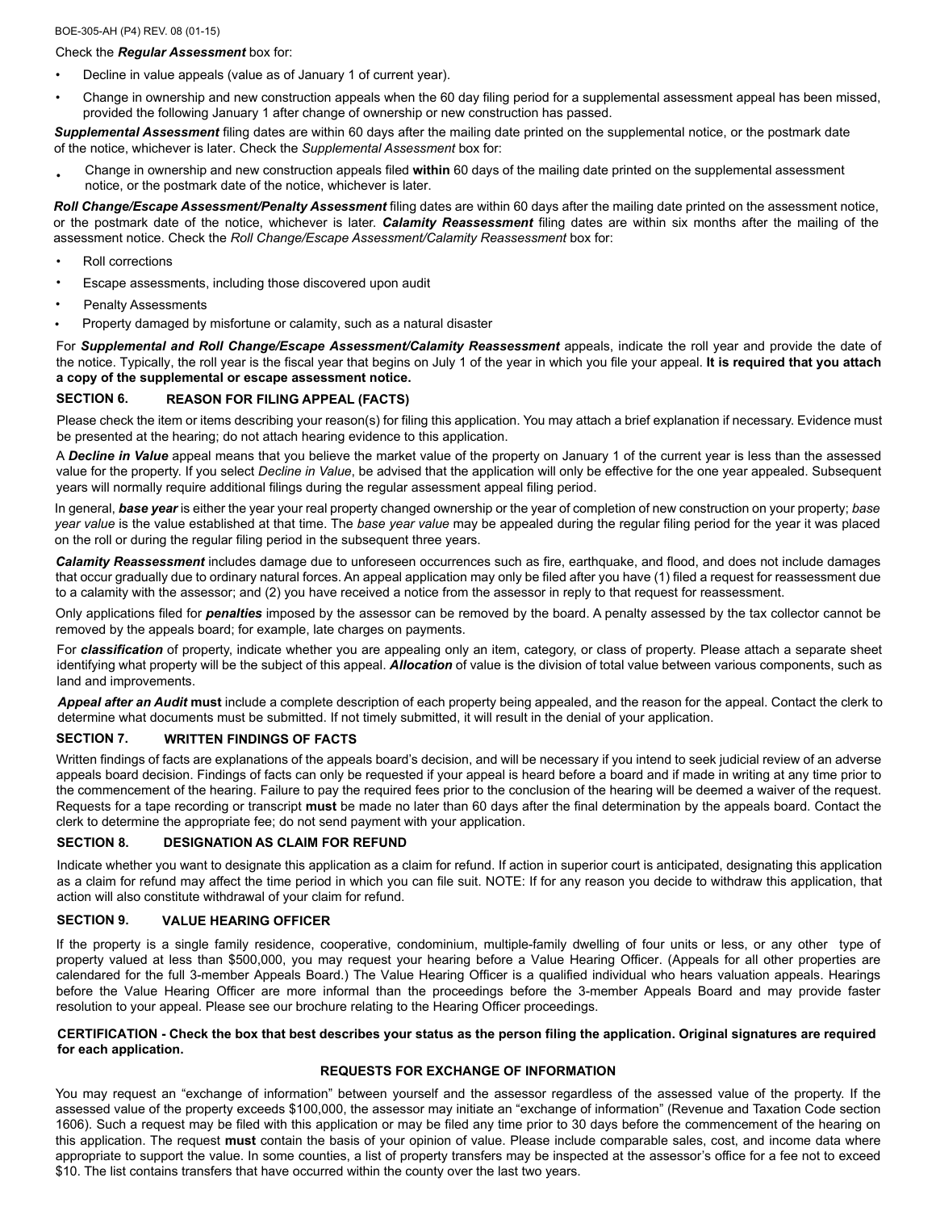Check the ***Regular Assessment*** box for:

- Decline in value appeals (value as of January 1 of current year).
- Change in ownership and new construction appeals when the 60 day filing period for a supplemental assessment appeal has been missed, provided the following January 1 after change of ownership or new construction has passed.

***Supplemental Assessment*** filing dates are within 60 days after the mailing date printed on the supplemental notice, or the postmark date of the notice, whichever is later. Check the *Supplemental Assessment* box for:

- Change in ownership and new construction appeals filed **within** 60 days of the mailing date printed on the supplemental assessment notice, or the postmark date of the notice, whichever is later.

***Roll Change/Escape Assessment/Penalty Assessment*** filing dates are within 60 days after the mailing date printed on the assessment notice, or the postmark date of the notice, whichever is later. ***Calamity Reassessment*** filing dates are within six months after the mailing of the assessment notice. Check the *Roll Change/Escape Assessment/Calamity Reassessment* box for:

- Roll corrections
- Escape assessments, including those discovered upon audit
- Penalty Assessments
- Property damaged by misfortune or calamity, such as a natural disaster

For ***Supplemental and Roll Change/Escape Assessment/Calamity Reassessment*** appeals, indicate the roll year and provide the date of the notice. Typically, the roll year is the fiscal year that begins on July 1 of the year in which you file your appeal. **It is required that you attach a copy of the supplemental or escape assessment notice.**

## SECTION 6. REASON FOR FILING APPEAL (FACTS)

Please check the item or items describing your reason(s) for filing this application. You may attach a brief explanation if necessary. Evidence must be presented at the hearing; do not attach hearing evidence to this application.

A ***Decline in Value*** appeal means that you believe the market value of the property on January 1 of the current year is less than the assessed value for the property. If you select *Decline in Value*, be advised that the application will only be effective for the one year appealed. Subsequent years will normally require additional filings during the regular assessment appeal filing period.

In general, ***base year*** is either the year your real property changed ownership or the year of completion of new construction on your property; *base year value* is the value established at that time. The *base year value* may be appealed during the regular filing period for the year it was placed on the roll or during the regular filing period in the subsequent three years.

***Calamity Reassessment*** includes damage due to unforeseen occurrences such as fire, earthquake, and flood, and does not include damages that occur gradually due to ordinary natural forces. An appeal application may only be filed after you have (1) filed a request for reassessment due to a calamity with the assessor; and (2) you have received a notice from the assessor in reply to that request for reassessment.

Only applications filed for ***penalties*** imposed by the assessor can be removed by the board. A penalty assessed by the tax collector cannot be removed by the appeals board; for example, late charges on payments.

For ***classification*** of property, indicate whether you are appealing only an item, category, or class of property. Please attach a separate sheet identifying what property will be the subject of this appeal. ***Allocation*** of value is the division of total value between various components, such as land and improvements.

***Appeal after an Audit*** **must** include a complete description of each property being appealed, and the reason for the appeal. Contact the clerk to determine what documents must be submitted. If not timely submitted, it will result in the denial of your application.

## SECTION 7. WRITTEN FINDINGS OF FACTS

Written findings of facts are explanations of the appeals board's decision, and will be necessary if you intend to seek judicial review of an adverse appeals board decision. Findings of facts can only be requested if your appeal is heard before a board and if made in writing at any time prior to the commencement of the hearing. Failure to pay the required fees prior to the conclusion of the hearing will be deemed a waiver of the request. Requests for a tape recording or transcript **must** be made no later than 60 days after the final determination by the appeals board. Contact the clerk to determine the appropriate fee; do not send payment with your application.

## SECTION 8. DESIGNATION AS CLAIM FOR REFUND

Indicate whether you want to designate this application as a claim for refund. If action in superior court is anticipated, designating this application as a claim for refund may affect the time period in which you can file suit. NOTE: If for any reason you decide to withdraw this application, that action will also constitute withdrawal of your claim for refund.

## SECTION 9. VALUE HEARING OFFICER

If the property is a single family residence, cooperative, condominium, multiple-family dwelling of four units or less, or any other type of property valued at less than $500,000, you may request your hearing before a Value Hearing Officer. (Appeals for all other properties are calendared for the full 3-member Appeals Board.) The Value Hearing Officer is a qualified individual who hears valuation appeals. Hearings before the Value Hearing Officer are more informal than the proceedings before the 3-member Appeals Board and may provide faster resolution to your appeal. Please see our brochure relating to the Hearing Officer proceedings.

**CERTIFICATION - Check the box that best describes your status as the person filing the application. Original signatures are required for each application.**

## REQUESTS FOR EXCHANGE OF INFORMATION

You may request an "exchange of information" between yourself and the assessor regardless of the assessed value of the property. If the assessed value of the property exceeds $100,000, the assessor may initiate an "exchange of information" (Revenue and Taxation Code section 1606). Such a request may be filed with this application or may be filed any time prior to 30 days before the commencement of the hearing on this application. The request **must** contain the basis of your opinion of value. Please include comparable sales, cost, and income data where appropriate to support the value. In some counties, a list of property transfers may be inspected at the assessor's office for a fee not to exceed $10. The list contains transfers that have occurred within the county over the last two years.